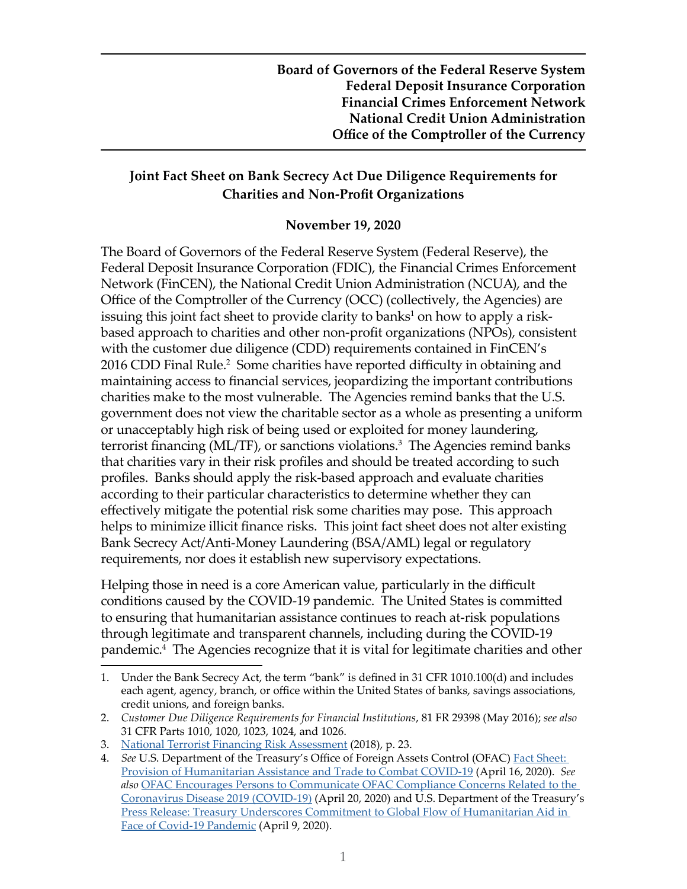**Board of Governors of the Federal Reserve System**
**Federal Deposit Insurance Corporation**
**Financial Crimes Enforcement Network**
**National Credit Union Administration**
**Office of the Comptroller of the Currency**

# Joint Fact Sheet on Bank Secrecy Act Due Diligence Requirements for Charities and Non-Profit Organizations

**November 19, 2020**

The Board of Governors of the Federal Reserve System (Federal Reserve), the Federal Deposit Insurance Corporation (FDIC), the Financial Crimes Enforcement Network (FinCEN), the National Credit Union Administration (NCUA), and the Office of the Comptroller of the Currency (OCC) (collectively, the Agencies) are issuing this joint fact sheet to provide clarity to banks[1] on how to apply a risk-based approach to charities and other non-profit organizations (NPOs), consistent with the customer due diligence (CDD) requirements contained in FinCEN's 2016 CDD Final Rule.[2] Some charities have reported difficulty in obtaining and maintaining access to financial services, jeopardizing the important contributions charities make to the most vulnerable. The Agencies remind banks that the U.S. government does not view the charitable sector as a whole as presenting a uniform or unacceptably high risk of being used or exploited for money laundering, terrorist financing (ML/TF), or sanctions violations.[3] The Agencies remind banks that charities vary in their risk profiles and should be treated according to such profiles. Banks should apply the risk-based approach and evaluate charities according to their particular characteristics to determine whether they can effectively mitigate the potential risk some charities may pose. This approach helps to minimize illicit finance risks. This joint fact sheet does not alter existing Bank Secrecy Act/Anti-Money Laundering (BSA/AML) legal or regulatory requirements, nor does it establish new supervisory expectations.

Helping those in need is a core American value, particularly in the difficult conditions caused by the COVID-19 pandemic. The United States is committed to ensuring that humanitarian assistance continues to reach at-risk populations through legitimate and transparent channels, including during the COVID-19 pandemic.[4] The Agencies recognize that it is vital for legitimate charities and other

---

1. Under the Bank Secrecy Act, the term "bank" is defined in 31 CFR 1010.100(d) and includes each agent, agency, branch, or office within the United States of banks, savings associations, credit unions, and foreign banks.
2. *Customer Due Diligence Requirements for Financial Institutions*, 81 FR 29398 (May 2016); *see also* 31 CFR Parts 1010, 1020, 1023, 1024, and 1026.
3. National Terrorist Financing Risk Assessment (2018), p. 23.
4. *See* U.S. Department of the Treasury's Office of Foreign Assets Control (OFAC) Fact Sheet: Provision of Humanitarian Assistance and Trade to Combat COVID-19 (April 16, 2020). *See also* OFAC Encourages Persons to Communicate OFAC Compliance Concerns Related to the Coronavirus Disease 2019 (COVID-19) (April 20, 2020) and U.S. Department of the Treasury's Press Release: Treasury Underscores Commitment to Global Flow of Humanitarian Aid in Face of Covid-19 Pandemic (April 9, 2020).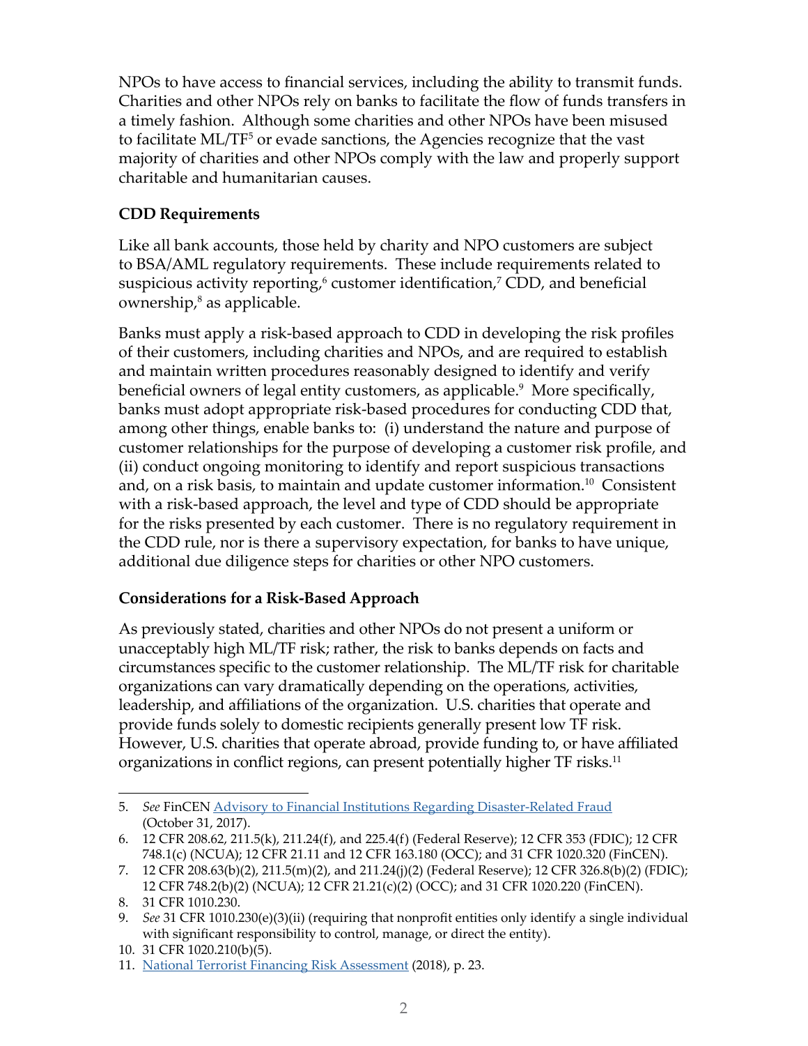NPOs to have access to financial services, including the ability to transmit funds. Charities and other NPOs rely on banks to facilitate the flow of funds transfers in a timely fashion. Although some charities and other NPOs have been misused to facilitate ML/TF[5] or evade sanctions, the Agencies recognize that the vast majority of charities and other NPOs comply with the law and properly support charitable and humanitarian causes.

### CDD Requirements

Like all bank accounts, those held by charity and NPO customers are subject to BSA/AML regulatory requirements. These include requirements related to suspicious activity reporting,[6] customer identification,[7] CDD, and beneficial ownership,[8] as applicable.

Banks must apply a risk-based approach to CDD in developing the risk profiles of their customers, including charities and NPOs, and are required to establish and maintain written procedures reasonably designed to identify and verify beneficial owners of legal entity customers, as applicable.[9] More specifically, banks must adopt appropriate risk-based procedures for conducting CDD that, among other things, enable banks to: (i) understand the nature and purpose of customer relationships for the purpose of developing a customer risk profile, and (ii) conduct ongoing monitoring to identify and report suspicious transactions and, on a risk basis, to maintain and update customer information.[10] Consistent with a risk-based approach, the level and type of CDD should be appropriate for the risks presented by each customer. There is no regulatory requirement in the CDD rule, nor is there a supervisory expectation, for banks to have unique, additional due diligence steps for charities or other NPO customers.

### Considerations for a Risk-Based Approach

As previously stated, charities and other NPOs do not present a uniform or unacceptably high ML/TF risk; rather, the risk to banks depends on facts and circumstances specific to the customer relationship. The ML/TF risk for charitable organizations can vary dramatically depending on the operations, activities, leadership, and affiliations of the organization. U.S. charities that operate and provide funds solely to domestic recipients generally present low TF risk. However, U.S. charities that operate abroad, provide funding to, or have affiliated organizations in conflict regions, can present potentially higher TF risks.[11]

---

5. *See* FinCEN [Advisory to Financial Institutions Regarding Disaster-Related Fraud]() (October 31, 2017).
6. 12 CFR 208.62, 211.5(k), 211.24(f), and 225.4(f) (Federal Reserve); 12 CFR 353 (FDIC); 12 CFR 748.1(c) (NCUA); 12 CFR 21.11 and 12 CFR 163.180 (OCC); and 31 CFR 1020.320 (FinCEN).
7. 12 CFR 208.63(b)(2), 211.5(m)(2), and 211.24(j)(2) (Federal Reserve); 12 CFR 326.8(b)(2) (FDIC); 12 CFR 748.2(b)(2) (NCUA); 12 CFR 21.21(c)(2) (OCC); and 31 CFR 1020.220 (FinCEN).
8. 31 CFR 1010.230.
9. *See* 31 CFR 1010.230(e)(3)(ii) (requiring that nonprofit entities only identify a single individual with significant responsibility to control, manage, or direct the entity).
10. 31 CFR 1020.210(b)(5).
11. [National Terrorist Financing Risk Assessment]() (2018), p. 23.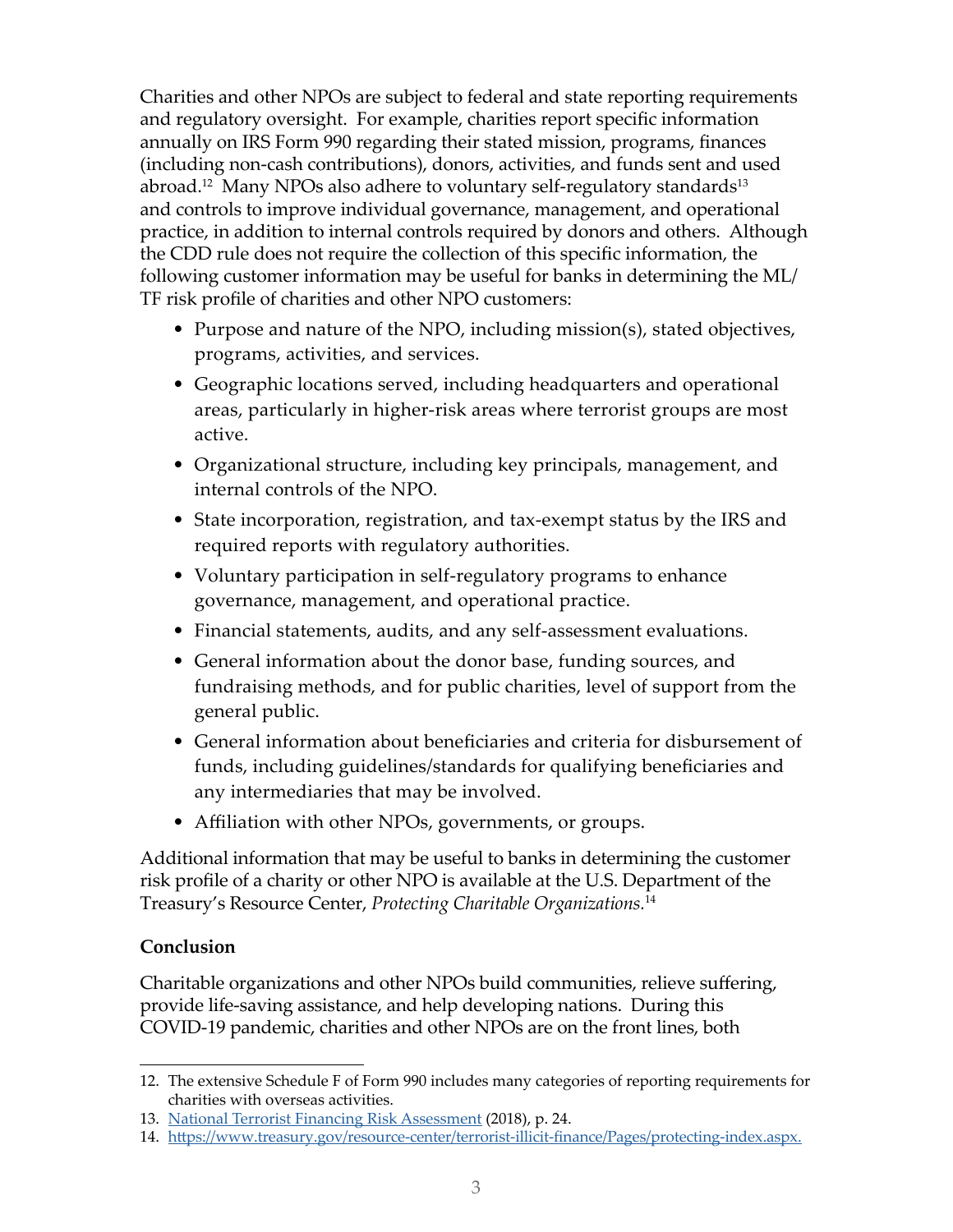Charities and other NPOs are subject to federal and state reporting requirements and regulatory oversight. For example, charities report specific information annually on IRS Form 990 regarding their stated mission, programs, finances (including non-cash contributions), donors, activities, and funds sent and used abroad.[12] Many NPOs also adhere to voluntary self-regulatory standards[13] and controls to improve individual governance, management, and operational practice, in addition to internal controls required by donors and others. Although the CDD rule does not require the collection of this specific information, the following customer information may be useful for banks in determining the ML/TF risk profile of charities and other NPO customers:

- Purpose and nature of the NPO, including mission(s), stated objectives, programs, activities, and services.
- Geographic locations served, including headquarters and operational areas, particularly in higher-risk areas where terrorist groups are most active.
- Organizational structure, including key principals, management, and internal controls of the NPO.
- State incorporation, registration, and tax-exempt status by the IRS and required reports with regulatory authorities.
- Voluntary participation in self-regulatory programs to enhance governance, management, and operational practice.
- Financial statements, audits, and any self-assessment evaluations.
- General information about the donor base, funding sources, and fundraising methods, and for public charities, level of support from the general public.
- General information about beneficiaries and criteria for disbursement of funds, including guidelines/standards for qualifying beneficiaries and any intermediaries that may be involved.
- Affiliation with other NPOs, governments, or groups.

Additional information that may be useful to banks in determining the customer risk profile of a charity or other NPO is available at the U.S. Department of the Treasury's Resource Center, *Protecting Charitable Organizations.*[14]

**Conclusion**

Charitable organizations and other NPOs build communities, relieve suffering, provide life-saving assistance, and help developing nations. During this COVID-19 pandemic, charities and other NPOs are on the front lines, both

---

12. The extensive Schedule F of Form 990 includes many categories of reporting requirements for charities with overseas activities.
13. [National Terrorist Financing Risk Assessment](https://home.treasury.gov) (2018), p. 24.
14. https://www.treasury.gov/resource-center/terrorist-illicit-finance/Pages/protecting-index.aspx.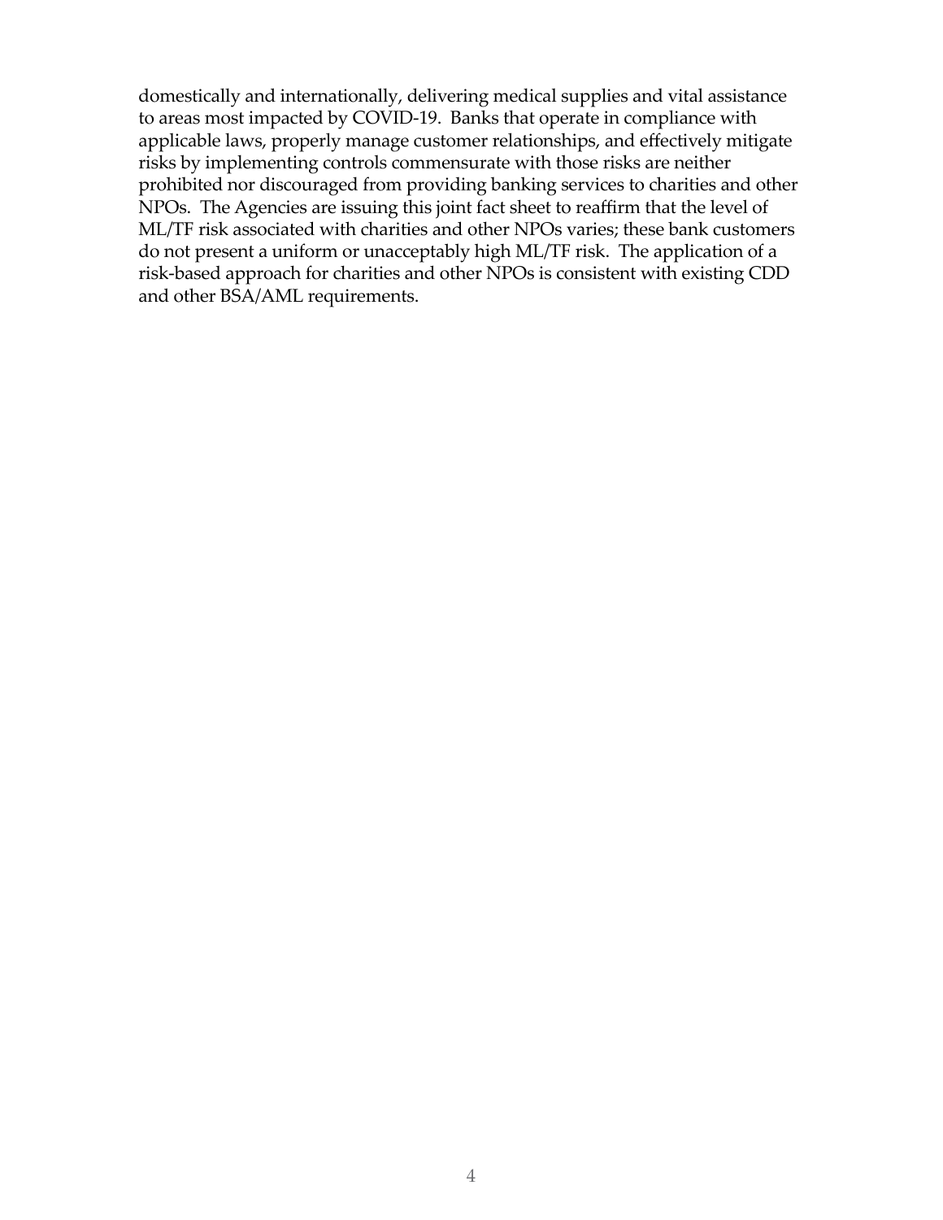domestically and internationally, delivering medical supplies and vital assistance to areas most impacted by COVID-19. Banks that operate in compliance with applicable laws, properly manage customer relationships, and effectively mitigate risks by implementing controls commensurate with those risks are neither prohibited nor discouraged from providing banking services to charities and other NPOs. The Agencies are issuing this joint fact sheet to reaffirm that the level of ML/TF risk associated with charities and other NPOs varies; these bank customers do not present a uniform or unacceptably high ML/TF risk. The application of a risk-based approach for charities and other NPOs is consistent with existing CDD and other BSA/AML requirements.